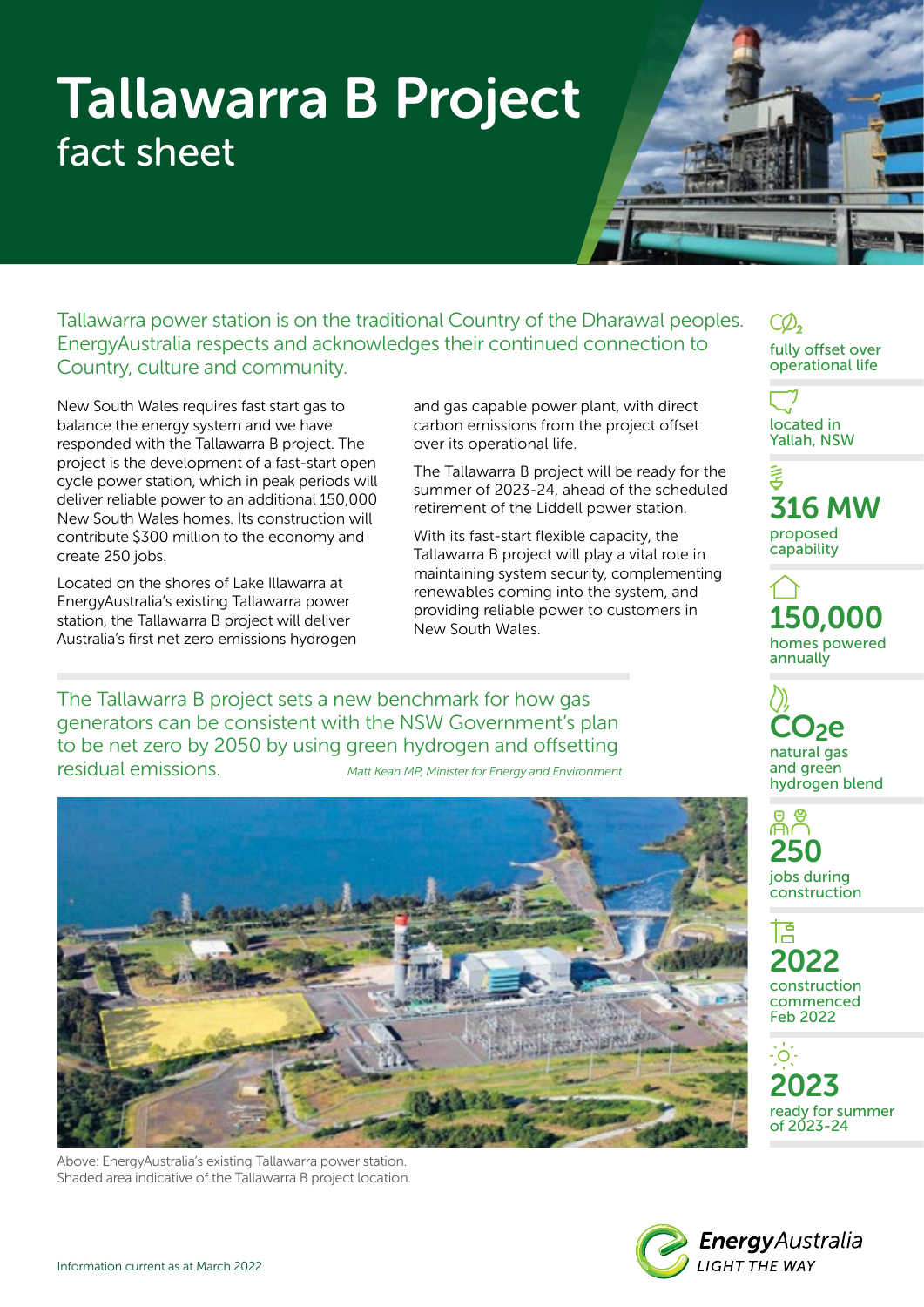# Tallawarra B Project

## fact sheet

Tallawarra power station is on the traditional Country of the Dharawal peoples. EnergyAustralia respects and acknowledges their continued connection to Country, culture and community.

New South Wales requires fast start gas to balance the energy system and we have responded with the Tallawarra B project. The project is the development of a fast-start open cycle power station, which in peak periods will deliver reliable power to an additional 150,000 New South Wales homes. Its construction will contribute $300 million to the economy and create 250 jobs.

Located on the shores of Lake Illawarra at EnergyAustralia's existing Tallawarra power station, the Tallawarra B project will deliver Australia's first net zero emissions hydrogen and gas capable power plant, with direct carbon emissions from the project offset over its operational life.

The Tallawarra B project will be ready for the summer of 2023-24, ahead of the scheduled retirement of the Liddell power station.

With its fast-start flexible capacity, the Tallawarra B project will play a vital role in maintaining system security, complementing renewables coming into the system, and providing reliable power to customers in New South Wales.

> The Tallawarra B project sets a new benchmark for how gas generators can be consistent with the NSW Government's plan to be net zero by 2050 by using green hydrogen and offsetting residual emissions.
>
> *Matt Kean MP, Minister for Energy and Environment*

Above: EnergyAustralia's existing Tallawarra power station. Shaded area indicative of the Tallawarra B project location.

- $CO_2$ fully offset over operational life
- located in Yallah, NSW
- **316 MW** proposed capability
- **150,000** homes powered annually
- **$CO_2e$** natural gas and green hydrogen blend
- **250** jobs during construction
- **2022** construction commenced Feb 2022
- **2023** ready for summer of 2023-24

Information current as at March 2022

EnergyAustralia
LIGHT THE WAY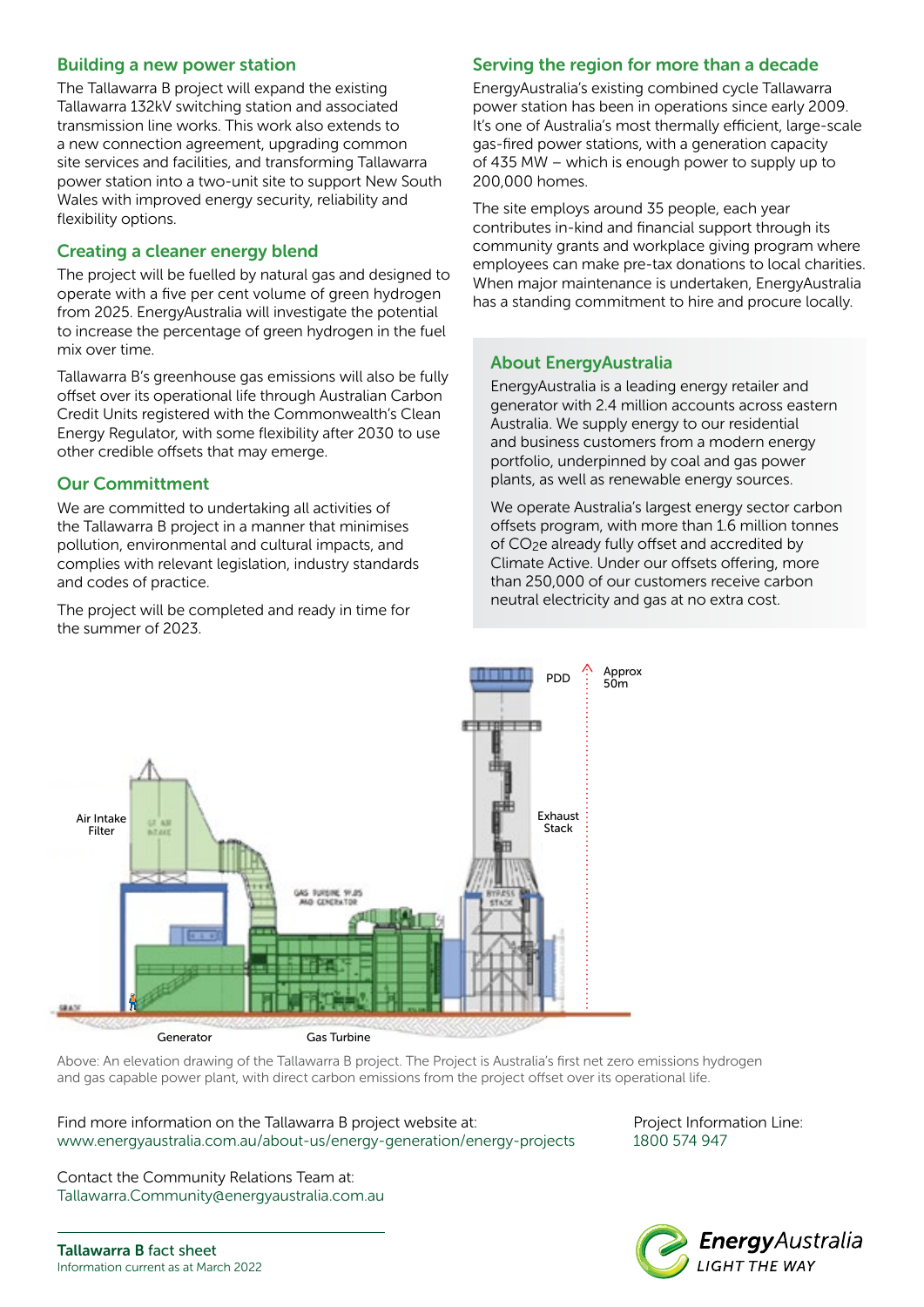## Building a new power station

The Tallawarra B project will expand the existing Tallawarra 132kV switching station and associated transmission line works. This work also extends to a new connection agreement, upgrading common site services and facilities, and transforming Tallawarra power station into a two-unit site to support New South Wales with improved energy security, reliability and flexibility options.

## Creating a cleaner energy blend

The project will be fuelled by natural gas and designed to operate with a five per cent volume of green hydrogen from 2025. EnergyAustralia will investigate the potential to increase the percentage of green hydrogen in the fuel mix over time.

Tallawarra B's greenhouse gas emissions will also be fully offset over its operational life through Australian Carbon Credit Units registered with the Commonwealth's Clean Energy Regulator, with some flexibility after 2030 to use other credible offsets that may emerge.

## Our Committment

We are committed to undertaking all activities of the Tallawarra B project in a manner that minimises pollution, environmental and cultural impacts, and complies with relevant legislation, industry standards and codes of practice.

The project will be completed and ready in time for the summer of 2023.

## Serving the region for more than a decade

EnergyAustralia's existing combined cycle Tallawarra power station has been in operations since early 2009. It's one of Australia's most thermally efficient, large-scale gas-fired power stations, with a generation capacity of 435 MW – which is enough power to supply up to 200,000 homes.

The site employs around 35 people, each year contributes in-kind and financial support through its community grants and workplace giving program where employees can make pre-tax donations to local charities. When major maintenance is undertaken, EnergyAustralia has a standing commitment to hire and procure locally.

## About EnergyAustralia

EnergyAustralia is a leading energy retailer and generator with 2.4 million accounts across eastern Australia. We supply energy to our residential and business customers from a modern energy portfolio, underpinned by coal and gas power plants, as well as renewable energy sources.

We operate Australia's largest energy sector carbon offsets program, with more than 1.6 million tonnes of $CO_2e$ already fully offset and accredited by Climate Active. Under our offsets offering, more than 250,000 of our customers receive carbon neutral electricity and gas at no extra cost.

PDD
Approx 50m
Air Intake Filter
Exhaust Stack
Generator
Gas Turbine

Above: An elevation drawing of the Tallawarra B project. The Project is Australia's first net zero emissions hydrogen and gas capable power plant, with direct carbon emissions from the project offset over its operational life.

Find more information on the Tallawarra B project website at:
www.energyaustralia.com.au/about-us/energy-generation/energy-projects

Project Information Line:
1800 574 947

Contact the Community Relations Team at:
Tallawarra.Community@energyaustralia.com.au

**Tallawarra B** fact sheet
Information current as at March 2022

EnergyAustralia
LIGHT THE WAY